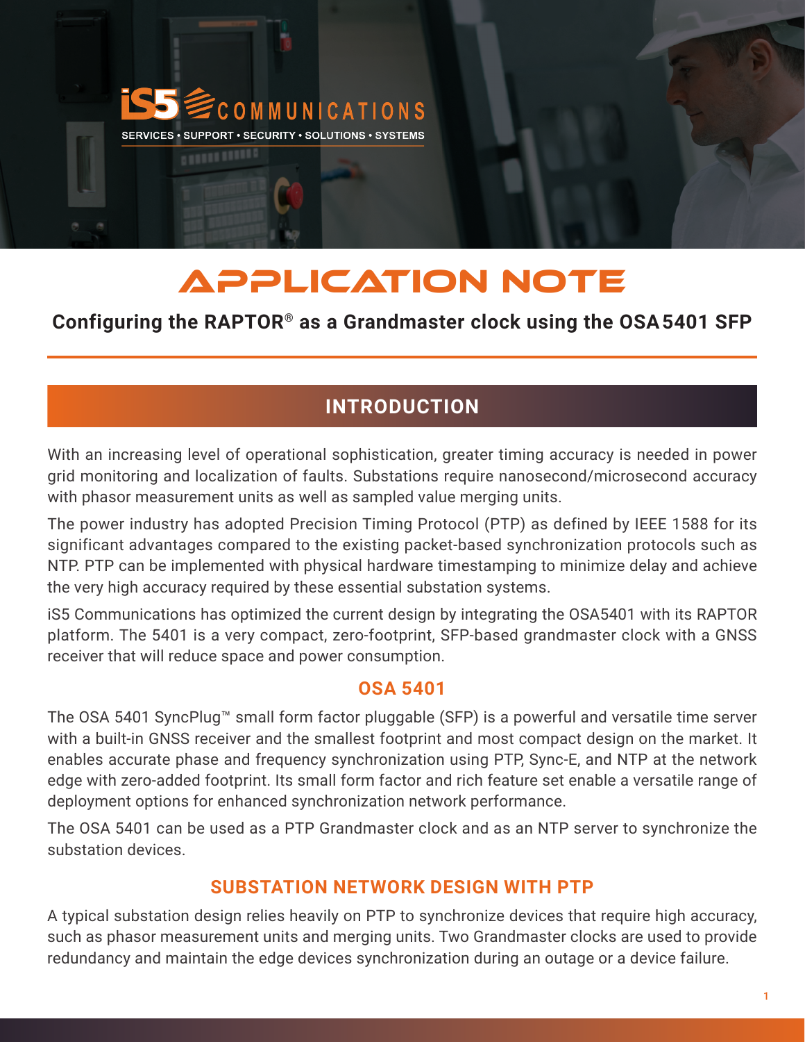iS5 COMMUNICATIONS

SERVICES • SUPPORT • SECURITY • SOLUTIONS • SYSTEMS

# APPLICATION NOTE

## Configuring the RAPTOR® as a Grandmaster clock using the OSA 5401 SFP

## INTRODUCTION

With an increasing level of operational sophistication, greater timing accuracy is needed in power grid monitoring and localization of faults. Substations require nanosecond/microsecond accuracy with phasor measurement units as well as sampled value merging units.

The power industry has adopted Precision Timing Protocol (PTP) as defined by IEEE 1588 for its significant advantages compared to the existing packet-based synchronization protocols such as NTP. PTP can be implemented with physical hardware timestamping to minimize delay and achieve the very high accuracy required by these essential substation systems.

iS5 Communications has optimized the current design by integrating the OSA5401 with its RAPTOR platform. The 5401 is a very compact, zero-footprint, SFP-based grandmaster clock with a GNSS receiver that will reduce space and power consumption.

### OSA 5401

The OSA 5401 SyncPlug™ small form factor pluggable (SFP) is a powerful and versatile time server with a built-in GNSS receiver and the smallest footprint and most compact design on the market. It enables accurate phase and frequency synchronization using PTP, Sync-E, and NTP at the network edge with zero-added footprint. Its small form factor and rich feature set enable a versatile range of deployment options for enhanced synchronization network performance.

The OSA 5401 can be used as a PTP Grandmaster clock and as an NTP server to synchronize the substation devices.

### SUBSTATION NETWORK DESIGN WITH PTP

A typical substation design relies heavily on PTP to synchronize devices that require high accuracy, such as phasor measurement units and merging units. Two Grandmaster clocks are used to provide redundancy and maintain the edge devices synchronization during an outage or a device failure.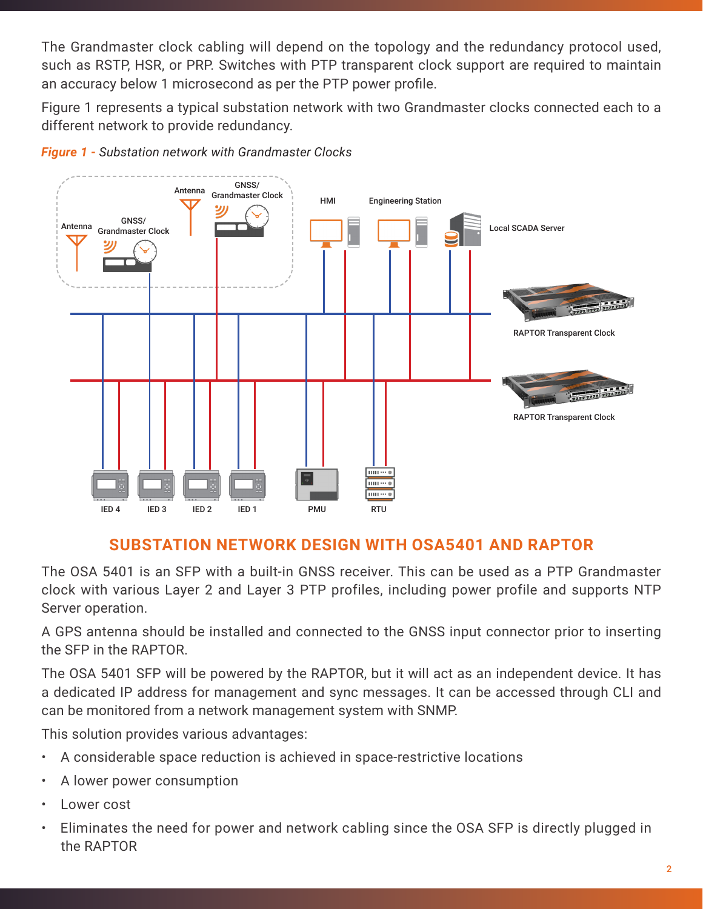The Grandmaster clock cabling will depend on the topology and the redundancy protocol used, such as RSTP, HSR, or PRP. Switches with PTP transparent clock support are required to maintain an accuracy below 1 microsecond as per the PTP power profile.

Figure 1 represents a typical substation network with two Grandmaster clocks connected each to a different network to provide redundancy.

***Figure 1** - Substation network with Grandmaster Clocks*

## SUBSTATION NETWORK DESIGN WITH OSA5401 AND RAPTOR

The OSA 5401 is an SFP with a built-in GNSS receiver. This can be used as a PTP Grandmaster clock with various Layer 2 and Layer 3 PTP profiles, including power profile and supports NTP Server operation.

A GPS antenna should be installed and connected to the GNSS input connector prior to inserting the SFP in the RAPTOR.

The OSA 5401 SFP will be powered by the RAPTOR, but it will act as an independent device. It has a dedicated IP address for management and sync messages. It can be accessed through CLI and can be monitored from a network management system with SNMP.

This solution provides various advantages:

- A considerable space reduction is achieved in space-restrictive locations
- A lower power consumption
- Lower cost
- Eliminates the need for power and network cabling since the OSA SFP is directly plugged in the RAPTOR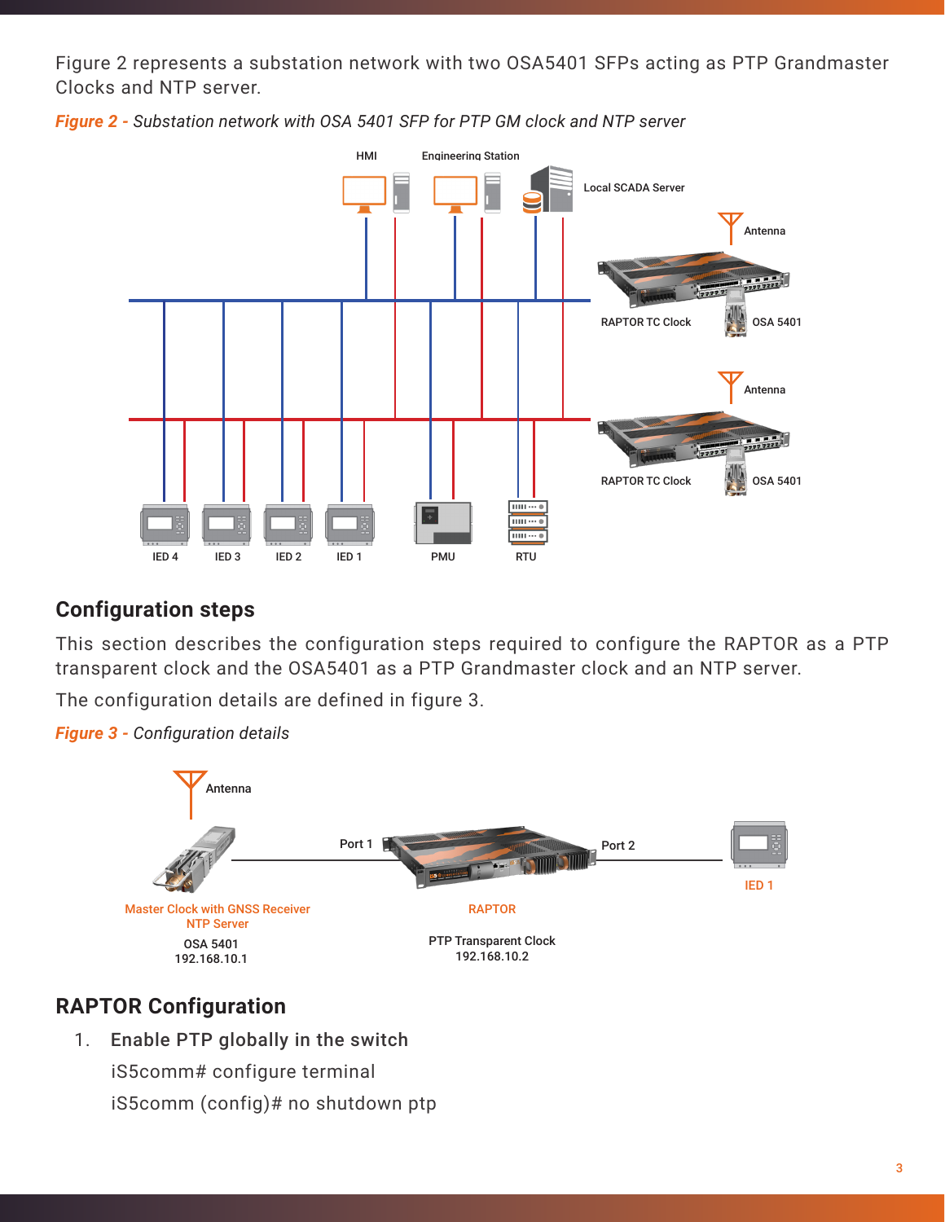Figure 2 represents a substation network with two OSA5401 SFPs acting as PTP Grandmaster Clocks and NTP server.

***Figure 2*** *- Substation network with OSA 5401 SFP for PTP GM clock and NTP server*

## Configuration steps

This section describes the configuration steps required to configure the RAPTOR as a PTP transparent clock and the OSA5401 as a PTP Grandmaster clock and an NTP server.

The configuration details are defined in figure 3.

***Figure 3*** *- Configuration details*

## RAPTOR Configuration

1. **Enable PTP globally in the switch**

   iS5comm# configure terminal

   iS5comm (config)# no shutdown ptp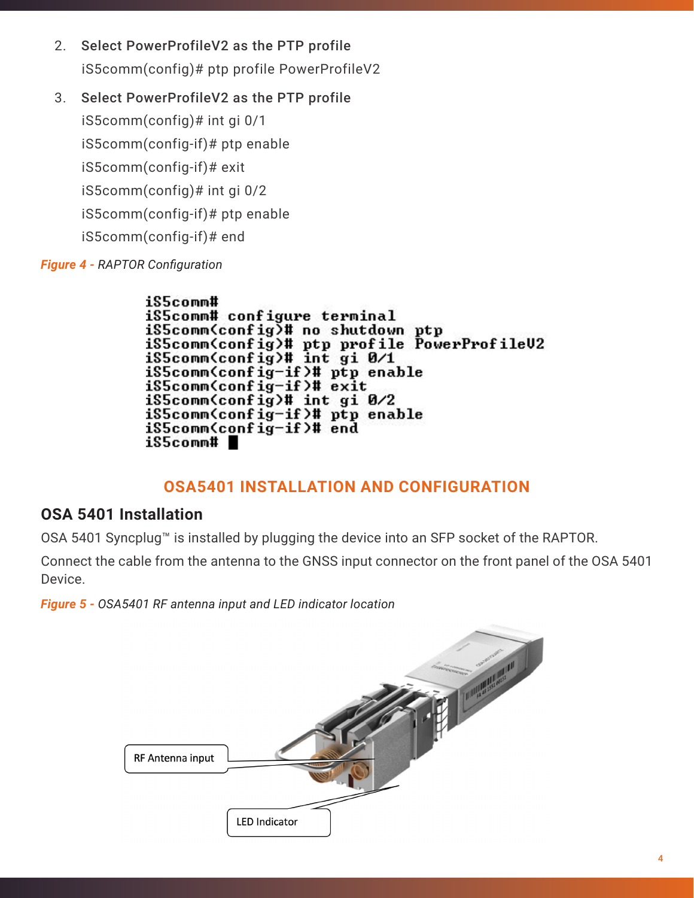2. **Select PowerProfileV2 as the PTP profile**

   iS5comm(config)# ptp profile PowerProfileV2

3. **Select PowerProfileV2 as the PTP profile**

   iS5comm(config)# int gi 0/1

   iS5comm(config-if)# ptp enable

   iS5comm(config-if)# exit

   iS5comm(config)# int gi 0/2

   iS5comm(config-if)# ptp enable

   iS5comm(config-if)# end

***Figure 4 -*** *RAPTOR Configuration*

```
iS5comm#
iS5comm# configure terminal
iS5comm(config)# no shutdown ptp
iS5comm(config)# ptp profile PowerProfileV2
iS5comm(config)# int gi 0/1
iS5comm(config-if)# ptp enable
iS5comm(config-if)# exit
iS5comm(config)# int gi 0/2
iS5comm(config-if)# ptp enable
iS5comm(config-if)# end
iS5comm#
```

## OSA5401 INSTALLATION AND CONFIGURATION

### OSA 5401 Installation

OSA 5401 Syncplug™ is installed by plugging the device into an SFP socket of the RAPTOR.

Connect the cable from the antenna to the GNSS input connector on the front panel of the OSA 5401 Device.

***Figure 5 -*** *OSA5401 RF antenna input and LED indicator location*

RF Antenna input

LED Indicator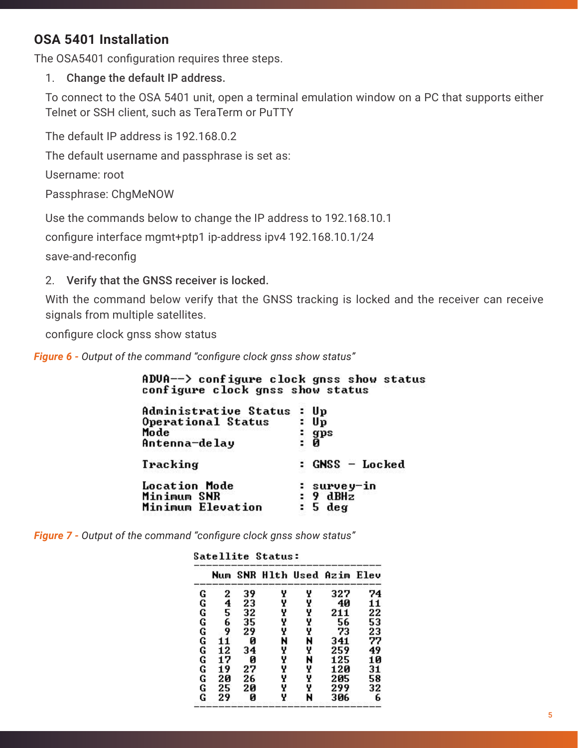## OSA 5401 Installation

The OSA5401 configuration requires three steps.

1. **Change the default IP address.**

   To connect to the OSA 5401 unit, open a terminal emulation window on a PC that supports either Telnet or SSH client, such as TeraTerm or PuTTY

   The default IP address is 192.168.0.2

   The default username and passphrase is set as:

   Username: root

   Passphrase: ChgMeNOW

   Use the commands below to change the IP address to 192.168.10.1

   configure interface mgmt+ptp1 ip-address ipv4 192.168.10.1/24

   save-and-reconfig

2. **Verify that the GNSS receiver is locked.**

   With the command below verify that the GNSS tracking is locked and the receiver can receive signals from multiple satellites.

   configure clock gnss show status

*Figure 6 - Output of the command "configure clock gnss show status"*

```
ADVA--> configure clock gnss show status
configure clock gnss show status

Administrative Status  : Up
Operational Status     : Up
Mode                   : gps
Antenna-delay          : 0

Tracking               : GNSS - Locked

Location Mode          : survey-in
Minimum SNR            : 9 dBHz
Minimum Elevation      : 5 deg
```

*Figure 7 - Output of the command "configure clock gnss show status"*

```
Satellite Status:
-------------------------------
   Num SNR Hlth Used Azim Elev
-------------------------------
G    2  39    Y    Y  327   74
G    4  23    Y    Y   40   11
G    5  32    Y    Y  211   22
G    6  35    Y    Y   56   53
G    9  29    Y    Y   73   23
G   11   0    N    N  341   77
G   12  34    Y    Y  259   49
G   17   0    Y    N  125   10
G   19  27    Y    Y  120   31
G   20  26    Y    Y  205   58
G   25  20    Y    Y  299   32
G   29   0    Y    N  306    6
-------------------------------
```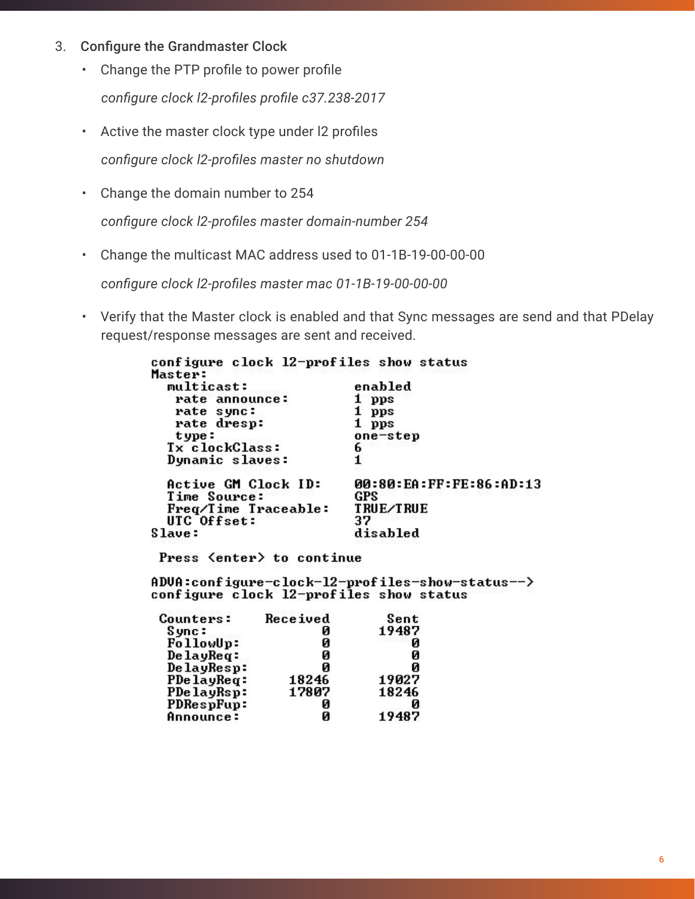3. Configure the Grandmaster Clock

   - Change the PTP profile to power profile

     *configure clock l2-profiles profile c37.238-2017*

   - Active the master clock type under l2 profiles

     *configure clock l2-profiles master no shutdown*

   - Change the domain number to 254

     *configure clock l2-profiles master domain-number 254*

   - Change the multicast MAC address used to 01-1B-19-00-00-00

     *configure clock l2-profiles master mac 01-1B-19-00-00-00*

   - Verify that the Master clock is enabled and that Sync messages are send and that PDelay request/response messages are sent and received.

```
configure clock l2-profiles show status
Master:
  multicast:                enabled
   rate announce:           1 pps
   rate sync:               1 pps
   rate dresp:              1 pps
   type:                    one-step
  Tx clockClass:            6
  Dynamic slaves:           1

  Active GM Clock ID:       00:80:EA:FF:FE:86:AD:13
  Time Source:              GPS
  Freq/Time Traceable:      TRUE/TRUE
  UTC Offset:               37
Slave:                      disabled

 Press <enter> to continue

ADVA:configure-clock-l2-profiles-show-status-->
configure clock l2-profiles show status

 Counters:    Received      Sent
  Sync:              0     19487
  FollowUp:          0         0
  DelayReq:          0         0
  DelayResp:         0         0
  PDelayReq:     18246     19027
  PDelayRsp:     17807     18246
  PDRespFup:         0         0
  Announce:          0     19487
```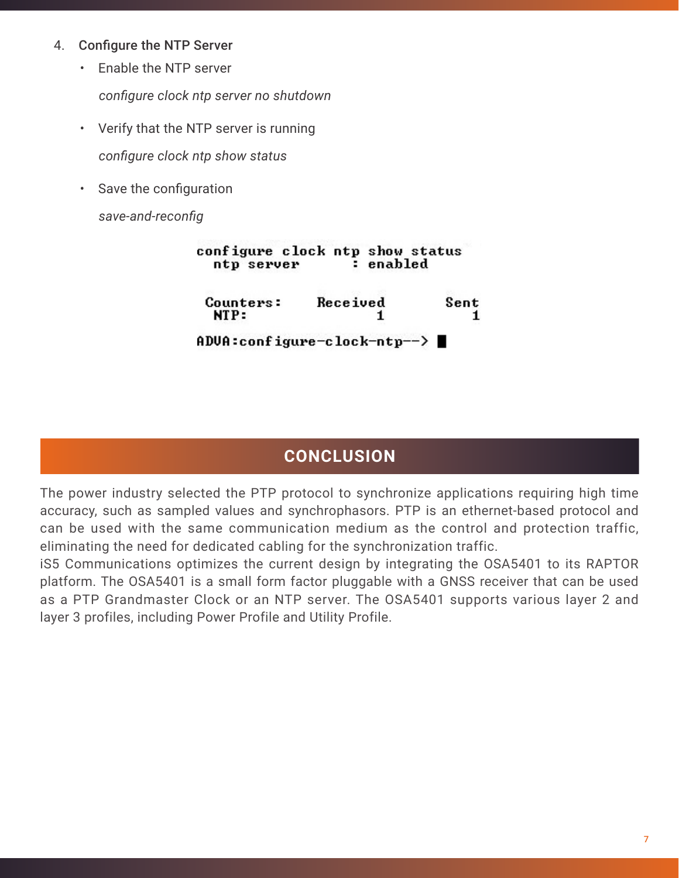4. **Configure the NTP Server**
   - Enable the NTP server

     *configure clock ntp server no shutdown*

   - Verify that the NTP server is running

     *configure clock ntp show status*

   - Save the configuration

     *save-and-reconfig*

```
configure clock ntp show status
  ntp server        : enabled

 Counters:     Received        Sent
  NTP:                1           1

ADVA:configure-clock-ntp-->
```

## CONCLUSION

The power industry selected the PTP protocol to synchronize applications requiring high time accuracy, such as sampled values and synchrophasors. PTP is an ethernet-based protocol and can be used with the same communication medium as the control and protection traffic, eliminating the need for dedicated cabling for the synchronization traffic.

iS5 Communications optimizes the current design by integrating the OSA5401 to its RAPTOR platform. The OSA5401 is a small form factor pluggable with a GNSS receiver that can be used as a PTP Grandmaster Clock or an NTP server. The OSA5401 supports various layer 2 and layer 3 profiles, including Power Profile and Utility Profile.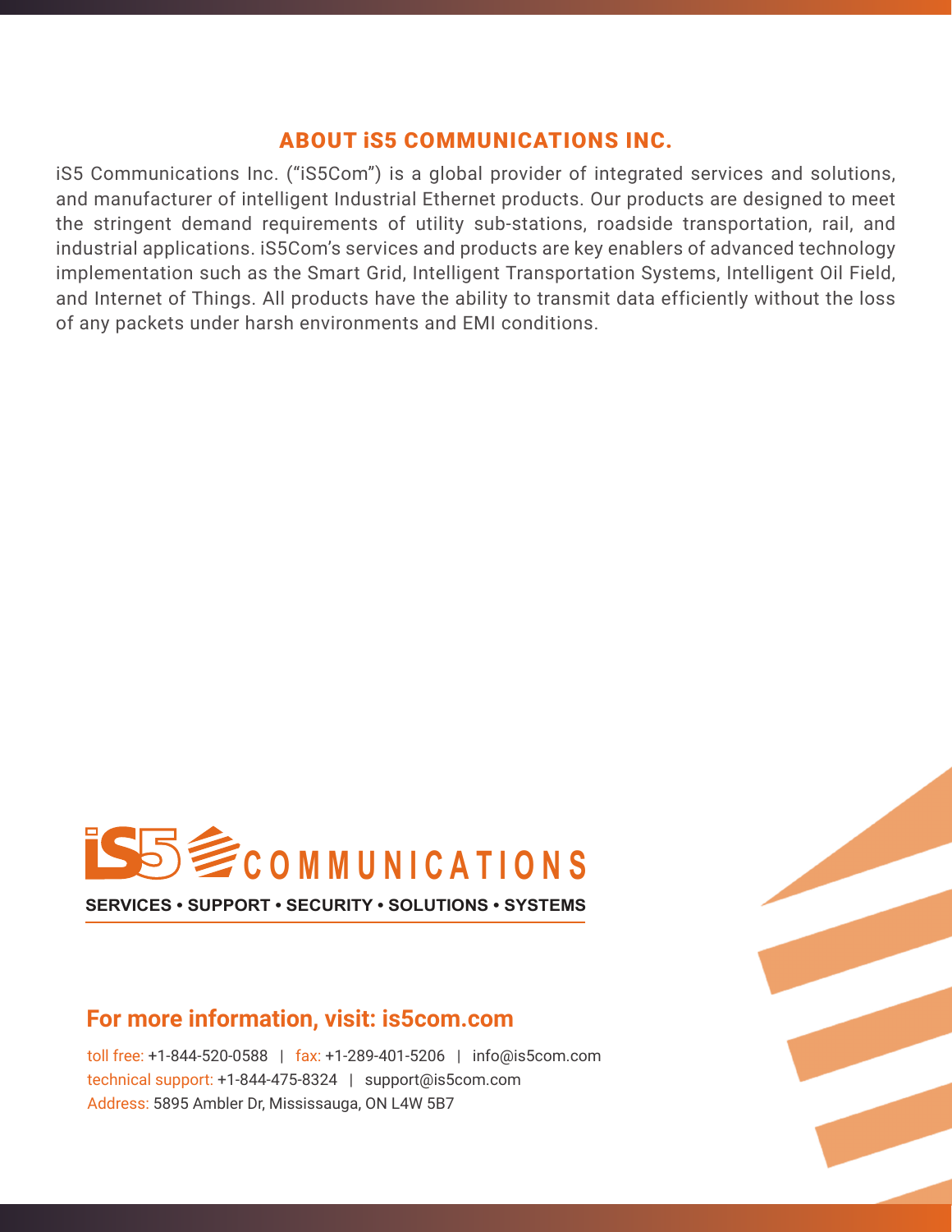## ABOUT iS5 COMMUNICATIONS INC.

iS5 Communications Inc. ("iS5Com") is a global provider of integrated services and solutions, and manufacturer of intelligent Industrial Ethernet products. Our products are designed to meet the stringent demand requirements of utility sub-stations, roadside transportation, rail, and industrial applications. iS5Com's services and products are key enablers of advanced technology implementation such as the Smart Grid, Intelligent Transportation Systems, Intelligent Oil Field, and Internet of Things. All products have the ability to transmit data efficiently without the loss of any packets under harsh environments and EMI conditions.

iS5 COMMUNICATIONS

SERVICES • SUPPORT • SECURITY • SOLUTIONS • SYSTEMS

**For more information, visit: is5com.com**

toll free: +1-844-520-0588 | fax: +1-289-401-5206 | info@is5com.com
technical support: +1-844-475-8324 | support@is5com.com
Address: 5895 Ambler Dr, Mississauga, ON L4W 5B7